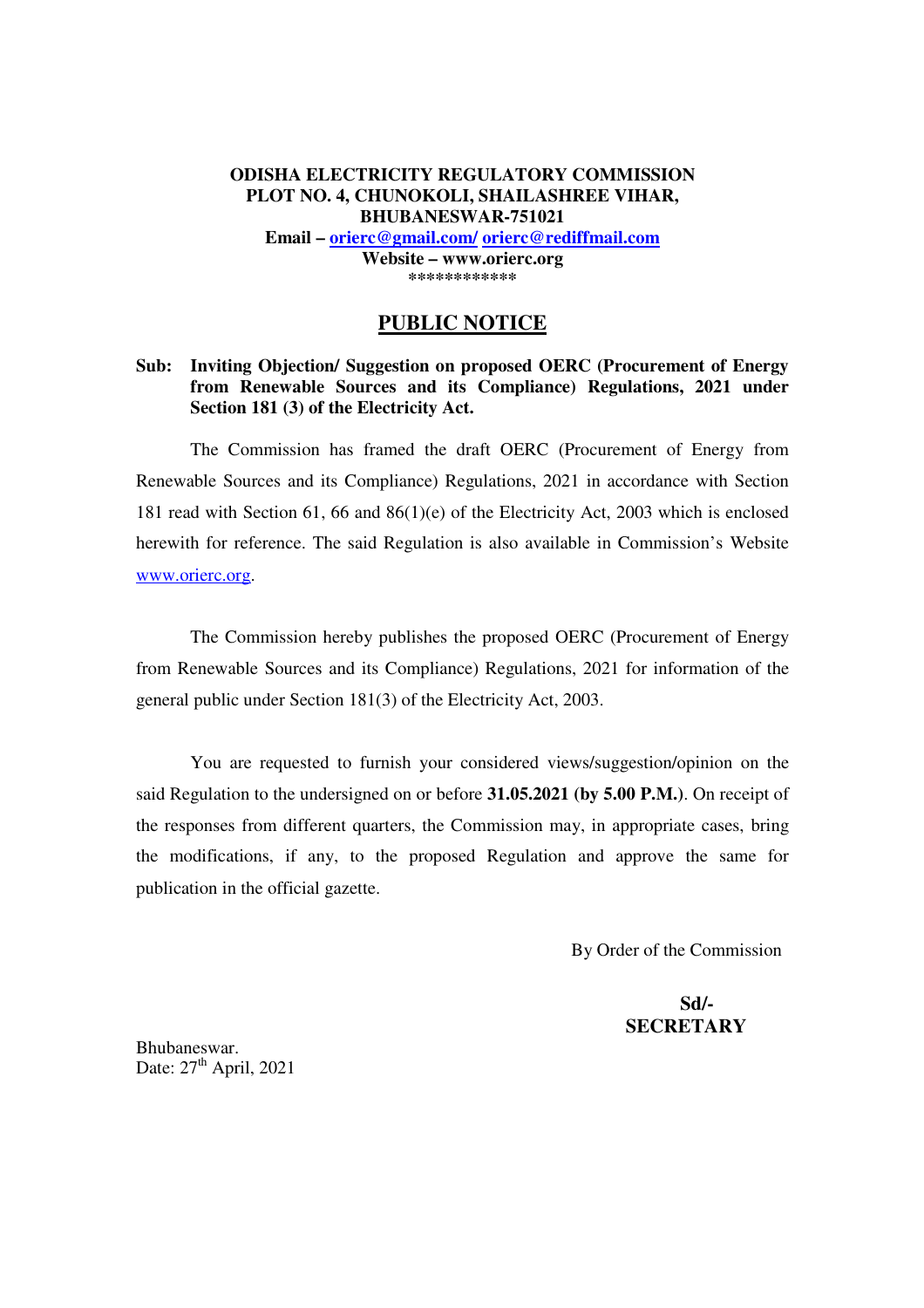**ODISHA ELECTRICITY REGULATORY COMMISSION**
**PLOT NO. 4, CHUNOKOLI, SHAILASHREE VIHAR,**
**BHUBANESWAR-751021**
**Email – orierc@gmail.com/ orierc@rediffmail.com**
**Website – www.orierc.org**
\*\*\*\*\*\*\*\*\*\*\*\*

## PUBLIC NOTICE

**Sub: Inviting Objection/ Suggestion on proposed OERC (Procurement of Energy from Renewable Sources and its Compliance) Regulations, 2021 under Section 181 (3) of the Electricity Act.**

The Commission has framed the draft OERC (Procurement of Energy from Renewable Sources and its Compliance) Regulations, 2021 in accordance with Section 181 read with Section 61, 66 and 86(1)(e) of the Electricity Act, 2003 which is enclosed herewith for reference. The said Regulation is also available in Commission's Website www.orierc.org.

The Commission hereby publishes the proposed OERC (Procurement of Energy from Renewable Sources and its Compliance) Regulations, 2021 for information of the general public under Section 181(3) of the Electricity Act, 2003.

You are requested to furnish your considered views/suggestion/opinion on the said Regulation to the undersigned on or before **31.05.2021 (by 5.00 P.M.)**. On receipt of the responses from different quarters, the Commission may, in appropriate cases, bring the modifications, if any, to the proposed Regulation and approve the same for publication in the official gazette.

By Order of the Commission

**Sd/-**
**SECRETARY**

Bhubaneswar.
Date: 27th April, 2021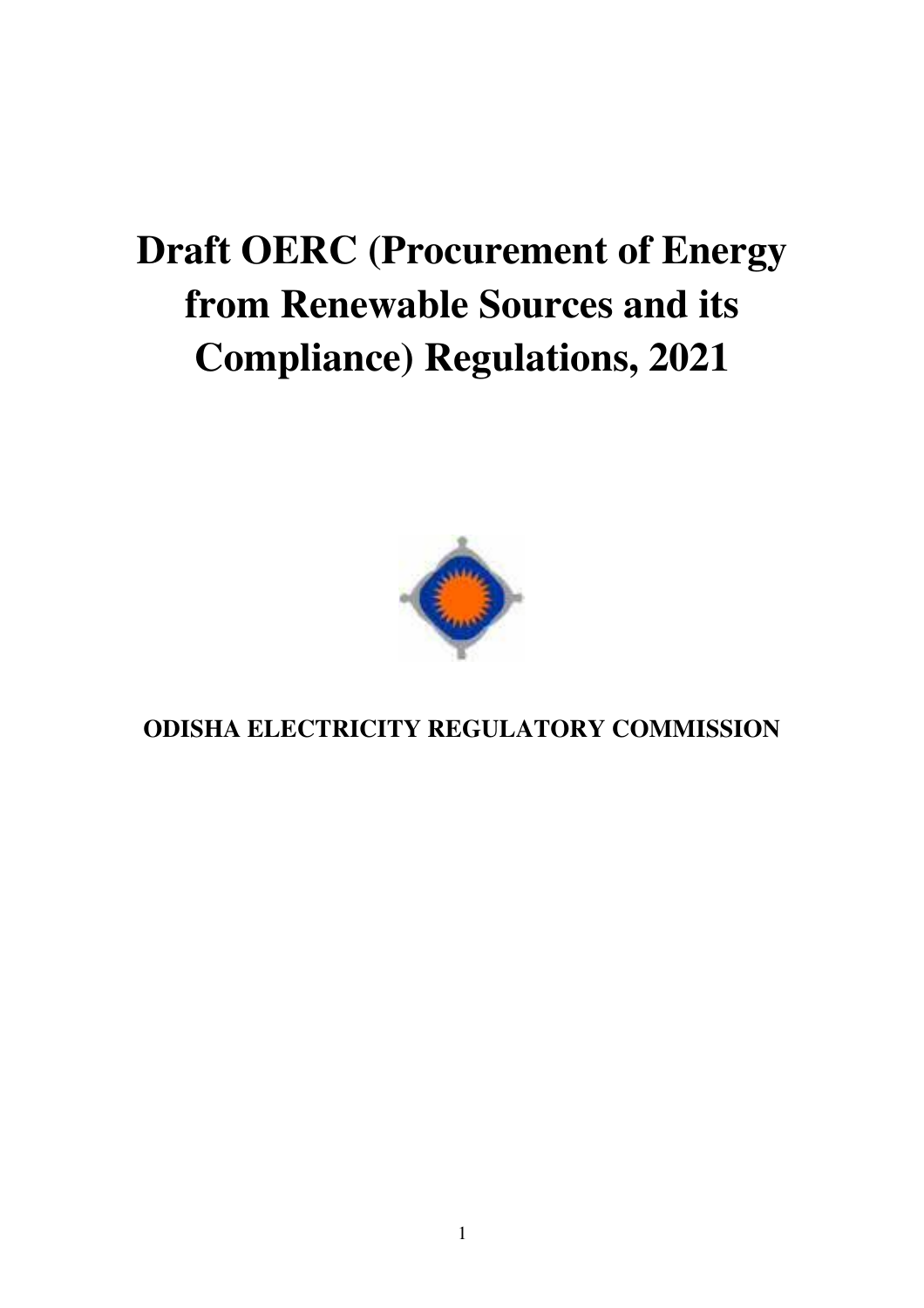# Draft OERC (Procurement of Energy from Renewable Sources and its Compliance) Regulations, 2021

**ODISHA ELECTRICITY REGULATORY COMMISSION**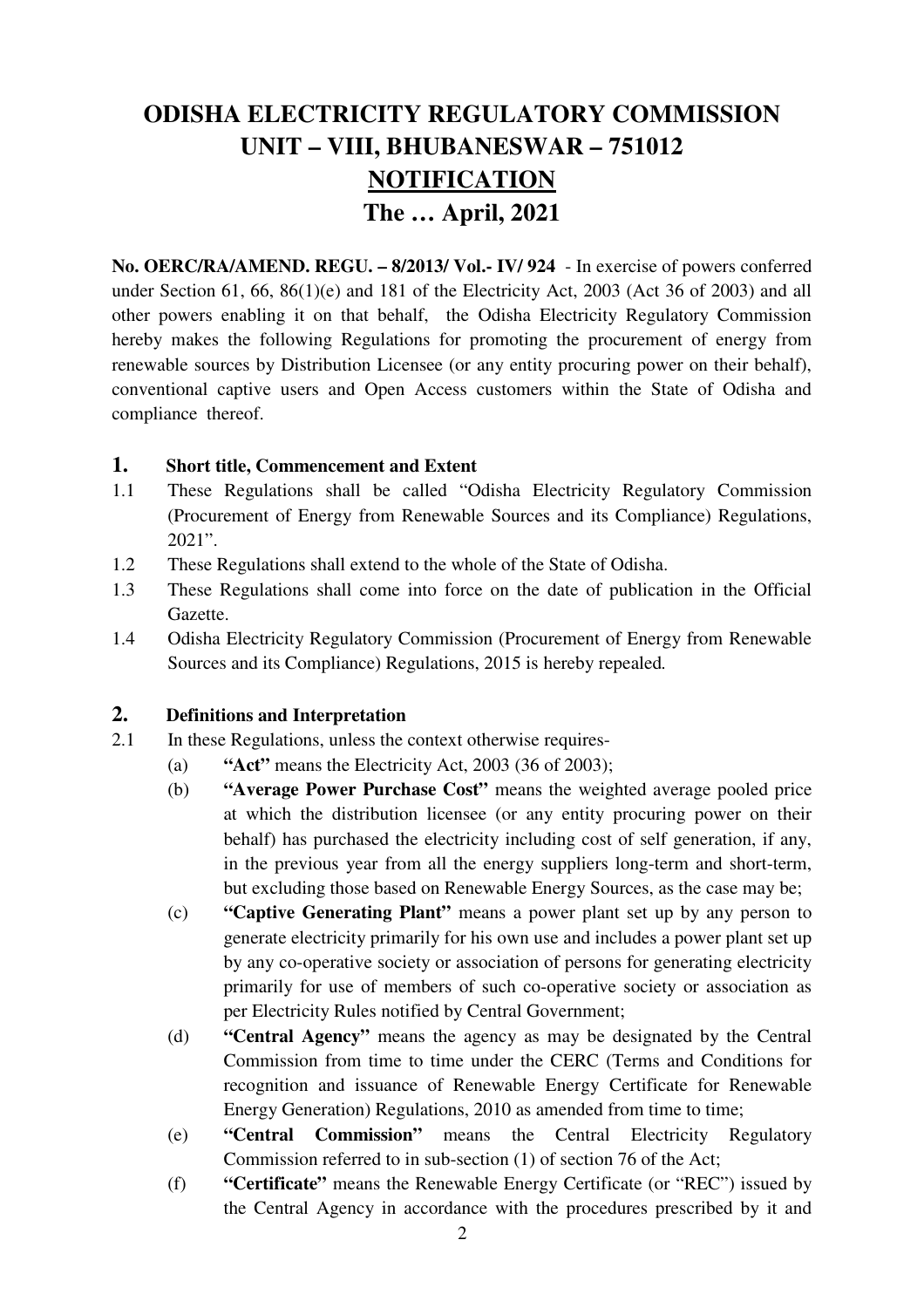# ODISHA ELECTRICITY REGULATORY COMMISSION
# UNIT – VIII, BHUBANESWAR – 751012
# NOTIFICATION
# The … April, 2021

**No. OERC/RA/AMEND. REGU. – 8/2013/ Vol.- IV/ 924** - In exercise of powers conferred under Section 61, 66, 86(1)(e) and 181 of the Electricity Act, 2003 (Act 36 of 2003) and all other powers enabling it on that behalf, the Odisha Electricity Regulatory Commission hereby makes the following Regulations for promoting the procurement of energy from renewable sources by Distribution Licensee (or any entity procuring power on their behalf), conventional captive users and Open Access customers within the State of Odisha and compliance thereof.

## 1. Short title, Commencement and Extent

1.1 These Regulations shall be called "Odisha Electricity Regulatory Commission (Procurement of Energy from Renewable Sources and its Compliance) Regulations, 2021".

1.2 These Regulations shall extend to the whole of the State of Odisha.

1.3 These Regulations shall come into force on the date of publication in the Official Gazette.

1.4 Odisha Electricity Regulatory Commission (Procurement of Energy from Renewable Sources and its Compliance) Regulations, 2015 is hereby repealed.

## 2. Definitions and Interpretation

2.1 In these Regulations, unless the context otherwise requires-

(a) **"Act"** means the Electricity Act, 2003 (36 of 2003);

(b) **"Average Power Purchase Cost"** means the weighted average pooled price at which the distribution licensee (or any entity procuring power on their behalf) has purchased the electricity including cost of self generation, if any, in the previous year from all the energy suppliers long-term and short-term, but excluding those based on Renewable Energy Sources, as the case may be;

(c) **"Captive Generating Plant"** means a power plant set up by any person to generate electricity primarily for his own use and includes a power plant set up by any co-operative society or association of persons for generating electricity primarily for use of members of such co-operative society or association as per Electricity Rules notified by Central Government;

(d) **"Central Agency"** means the agency as may be designated by the Central Commission from time to time under the CERC (Terms and Conditions for recognition and issuance of Renewable Energy Certificate for Renewable Energy Generation) Regulations, 2010 as amended from time to time;

(e) **"Central Commission"** means the Central Electricity Regulatory Commission referred to in sub-section (1) of section 76 of the Act;

(f) **"Certificate"** means the Renewable Energy Certificate (or "REC") issued by the Central Agency in accordance with the procedures prescribed by it and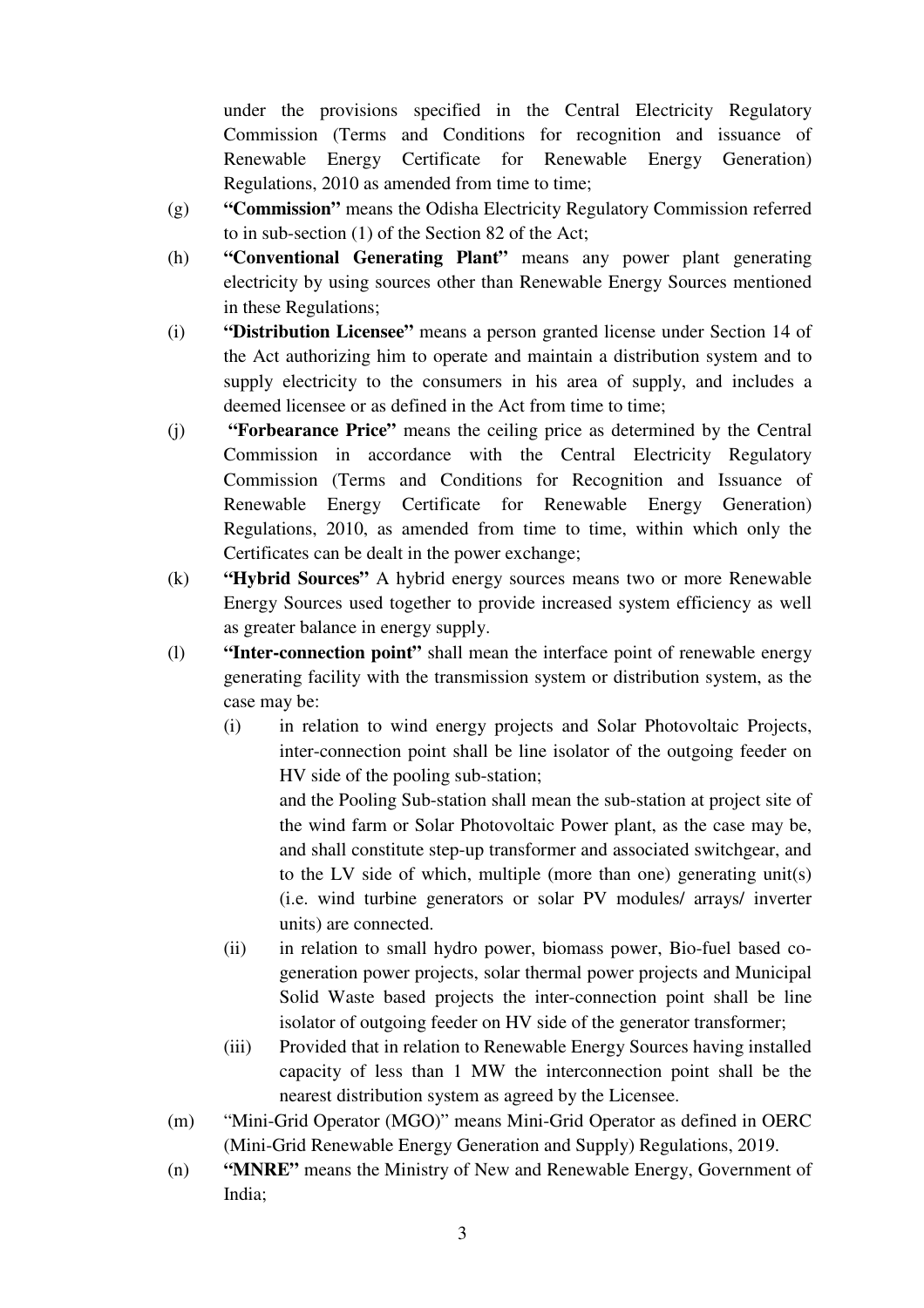under the provisions specified in the Central Electricity Regulatory Commission (Terms and Conditions for recognition and issuance of Renewable Energy Certificate for Renewable Energy Generation) Regulations, 2010 as amended from time to time;

(g) **"Commission"** means the Odisha Electricity Regulatory Commission referred to in sub-section (1) of the Section 82 of the Act;

(h) **"Conventional Generating Plant"** means any power plant generating electricity by using sources other than Renewable Energy Sources mentioned in these Regulations;

(i) **"Distribution Licensee"** means a person granted license under Section 14 of the Act authorizing him to operate and maintain a distribution system and to supply electricity to the consumers in his area of supply, and includes a deemed licensee or as defined in the Act from time to time;

(j) **"Forbearance Price"** means the ceiling price as determined by the Central Commission in accordance with the Central Electricity Regulatory Commission (Terms and Conditions for Recognition and Issuance of Renewable Energy Certificate for Renewable Energy Generation) Regulations, 2010, as amended from time to time, within which only the Certificates can be dealt in the power exchange;

(k) **"Hybrid Sources"** A hybrid energy sources means two or more Renewable Energy Sources used together to provide increased system efficiency as well as greater balance in energy supply.

(l) **"Inter-connection point"** shall mean the interface point of renewable energy generating facility with the transmission system or distribution system, as the case may be:

  (i) in relation to wind energy projects and Solar Photovoltaic Projects, inter-connection point shall be line isolator of the outgoing feeder on HV side of the pooling sub-station;

  and the Pooling Sub-station shall mean the sub-station at project site of the wind farm or Solar Photovoltaic Power plant, as the case may be, and shall constitute step-up transformer and associated switchgear, and to the LV side of which, multiple (more than one) generating unit(s) (i.e. wind turbine generators or solar PV modules/ arrays/ inverter units) are connected.

  (ii) in relation to small hydro power, biomass power, Bio-fuel based co-generation power projects, solar thermal power projects and Municipal Solid Waste based projects the inter-connection point shall be line isolator of outgoing feeder on HV side of the generator transformer;

  (iii) Provided that in relation to Renewable Energy Sources having installed capacity of less than 1 MW the interconnection point shall be the nearest distribution system as agreed by the Licensee.

(m) "Mini-Grid Operator (MGO)" means Mini-Grid Operator as defined in OERC (Mini-Grid Renewable Energy Generation and Supply) Regulations, 2019.

(n) **"MNRE"** means the Ministry of New and Renewable Energy, Government of India;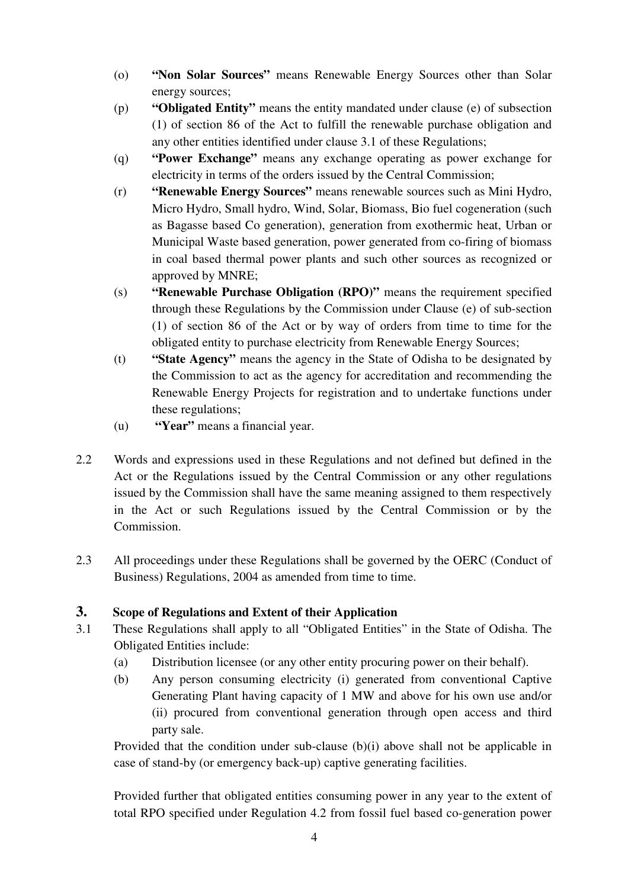(o) **"Non Solar Sources"** means Renewable Energy Sources other than Solar energy sources;

(p) **"Obligated Entity"** means the entity mandated under clause (e) of subsection (1) of section 86 of the Act to fulfill the renewable purchase obligation and any other entities identified under clause 3.1 of these Regulations;

(q) **"Power Exchange"** means any exchange operating as power exchange for electricity in terms of the orders issued by the Central Commission;

(r) **"Renewable Energy Sources"** means renewable sources such as Mini Hydro, Micro Hydro, Small hydro, Wind, Solar, Biomass, Bio fuel cogeneration (such as Bagasse based Co generation), generation from exothermic heat, Urban or Municipal Waste based generation, power generated from co-firing of biomass in coal based thermal power plants and such other sources as recognized or approved by MNRE;

(s) **"Renewable Purchase Obligation (RPO)"** means the requirement specified through these Regulations by the Commission under Clause (e) of sub-section (1) of section 86 of the Act or by way of orders from time to time for the obligated entity to purchase electricity from Renewable Energy Sources;

(t) **"State Agency"** means the agency in the State of Odisha to be designated by the Commission to act as the agency for accreditation and recommending the Renewable Energy Projects for registration and to undertake functions under these regulations;

(u) **"Year"** means a financial year.

2.2 Words and expressions used in these Regulations and not defined but defined in the Act or the Regulations issued by the Central Commission or any other regulations issued by the Commission shall have the same meaning assigned to them respectively in the Act or such Regulations issued by the Central Commission or by the Commission.

2.3 All proceedings under these Regulations shall be governed by the OERC (Conduct of Business) Regulations, 2004 as amended from time to time.

## 3. Scope of Regulations and Extent of their Application

3.1 These Regulations shall apply to all "Obligated Entities" in the State of Odisha. The Obligated Entities include:

(a) Distribution licensee (or any other entity procuring power on their behalf).

(b) Any person consuming electricity (i) generated from conventional Captive Generating Plant having capacity of 1 MW and above for his own use and/or (ii) procured from conventional generation through open access and third party sale.

Provided that the condition under sub-clause (b)(i) above shall not be applicable in case of stand-by (or emergency back-up) captive generating facilities.

Provided further that obligated entities consuming power in any year to the extent of total RPO specified under Regulation 4.2 from fossil fuel based co-generation power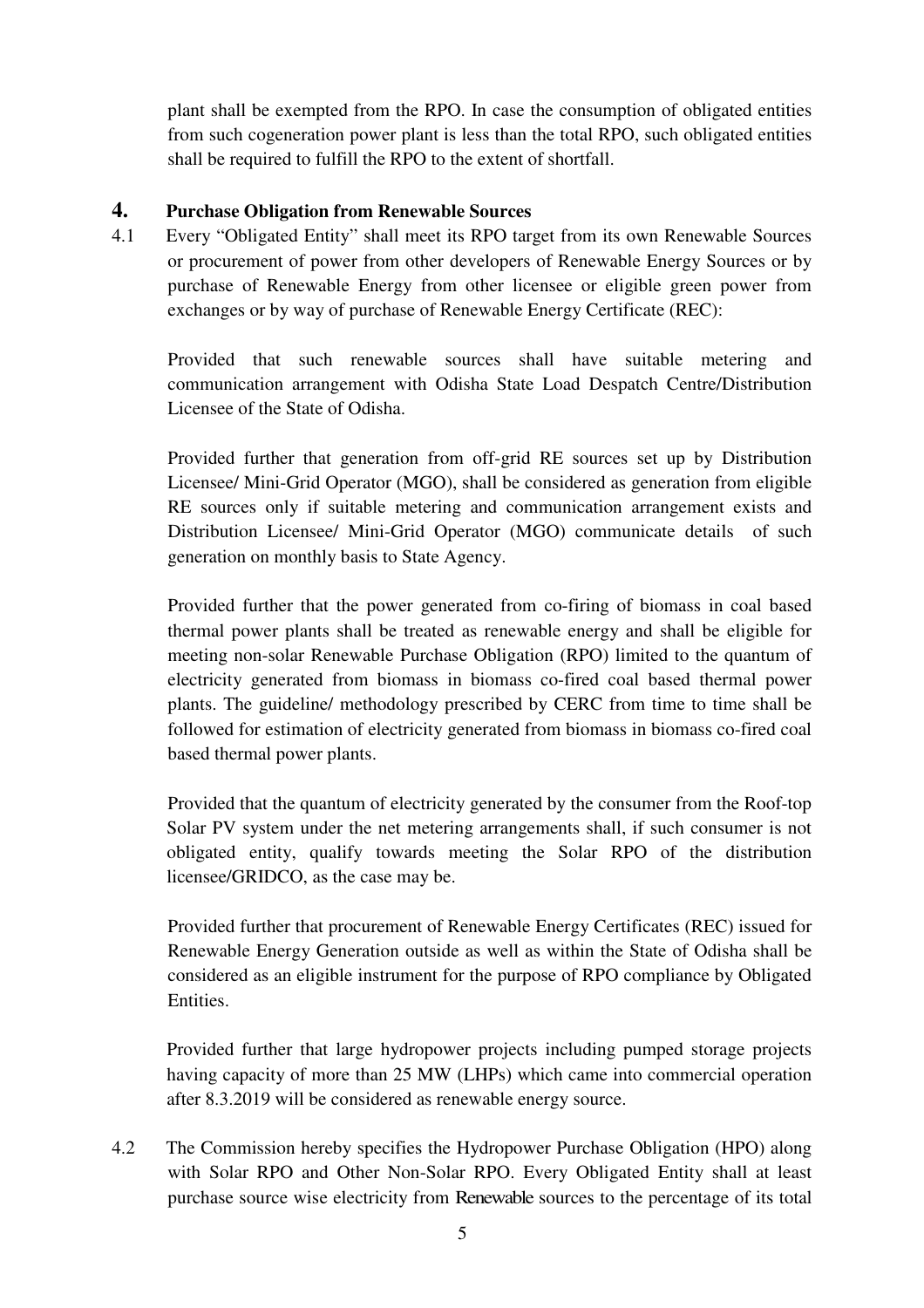plant shall be exempted from the RPO. In case the consumption of obligated entities from such cogeneration power plant is less than the total RPO, such obligated entities shall be required to fulfill the RPO to the extent of shortfall.

## 4. Purchase Obligation from Renewable Sources

4.1 Every "Obligated Entity" shall meet its RPO target from its own Renewable Sources or procurement of power from other developers of Renewable Energy Sources or by purchase of Renewable Energy from other licensee or eligible green power from exchanges or by way of purchase of Renewable Energy Certificate (REC):

Provided that such renewable sources shall have suitable metering and communication arrangement with Odisha State Load Despatch Centre/Distribution Licensee of the State of Odisha.

Provided further that generation from off-grid RE sources set up by Distribution Licensee/ Mini-Grid Operator (MGO), shall be considered as generation from eligible RE sources only if suitable metering and communication arrangement exists and Distribution Licensee/ Mini-Grid Operator (MGO) communicate details of such generation on monthly basis to State Agency.

Provided further that the power generated from co-firing of biomass in coal based thermal power plants shall be treated as renewable energy and shall be eligible for meeting non-solar Renewable Purchase Obligation (RPO) limited to the quantum of electricity generated from biomass in biomass co-fired coal based thermal power plants. The guideline/ methodology prescribed by CERC from time to time shall be followed for estimation of electricity generated from biomass in biomass co-fired coal based thermal power plants.

Provided that the quantum of electricity generated by the consumer from the Roof-top Solar PV system under the net metering arrangements shall, if such consumer is not obligated entity, qualify towards meeting the Solar RPO of the distribution licensee/GRIDCO, as the case may be.

Provided further that procurement of Renewable Energy Certificates (REC) issued for Renewable Energy Generation outside as well as within the State of Odisha shall be considered as an eligible instrument for the purpose of RPO compliance by Obligated Entities.

Provided further that large hydropower projects including pumped storage projects having capacity of more than 25 MW (LHPs) which came into commercial operation after 8.3.2019 will be considered as renewable energy source.

4.2 The Commission hereby specifies the Hydropower Purchase Obligation (HPO) along with Solar RPO and Other Non-Solar RPO. Every Obligated Entity shall at least purchase source wise electricity from Renewable sources to the percentage of its total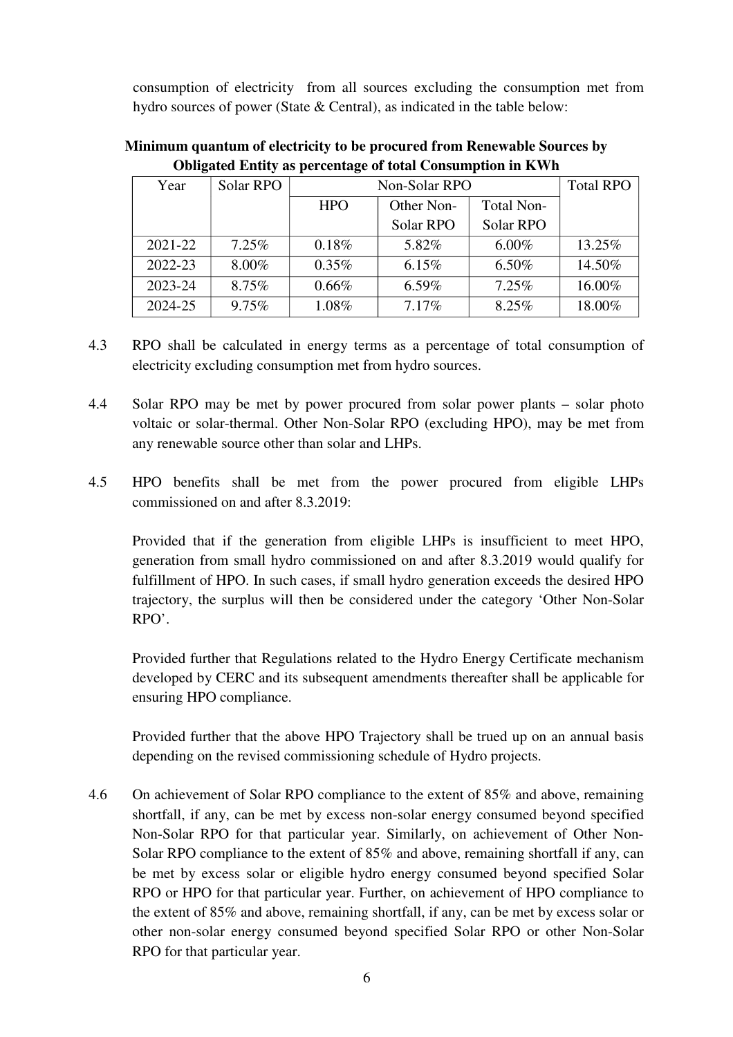consumption of electricity from all sources excluding the consumption met from hydro sources of power (State & Central), as indicated in the table below:

**Minimum quantum of electricity to be procured from Renewable Sources by Obligated Entity as percentage of total Consumption in KWh**

| Year | Solar RPO | Non-Solar RPO | | | Total RPO |
|---|---|---|---|---|---|
| | | HPO | Other Non-Solar RPO | Total Non-Solar RPO | |
| 2021-22 | 7.25% | 0.18% | 5.82% | 6.00% | 13.25% |
| 2022-23 | 8.00% | 0.35% | 6.15% | 6.50% | 14.50% |
| 2023-24 | 8.75% | 0.66% | 6.59% | 7.25% | 16.00% |
| 2024-25 | 9.75% | 1.08% | 7.17% | 8.25% | 18.00% |

4.3 RPO shall be calculated in energy terms as a percentage of total consumption of electricity excluding consumption met from hydro sources.

4.4 Solar RPO may be met by power procured from solar power plants – solar photo voltaic or solar-thermal. Other Non-Solar RPO (excluding HPO), may be met from any renewable source other than solar and LHPs.

4.5 HPO benefits shall be met from the power procured from eligible LHPs commissioned on and after 8.3.2019:

Provided that if the generation from eligible LHPs is insufficient to meet HPO, generation from small hydro commissioned on and after 8.3.2019 would qualify for fulfillment of HPO. In such cases, if small hydro generation exceeds the desired HPO trajectory, the surplus will then be considered under the category 'Other Non-Solar RPO'.

Provided further that Regulations related to the Hydro Energy Certificate mechanism developed by CERC and its subsequent amendments thereafter shall be applicable for ensuring HPO compliance.

Provided further that the above HPO Trajectory shall be trued up on an annual basis depending on the revised commissioning schedule of Hydro projects.

4.6 On achievement of Solar RPO compliance to the extent of 85% and above, remaining shortfall, if any, can be met by excess non-solar energy consumed beyond specified Non-Solar RPO for that particular year. Similarly, on achievement of Other Non-Solar RPO compliance to the extent of 85% and above, remaining shortfall if any, can be met by excess solar or eligible hydro energy consumed beyond specified Solar RPO or HPO for that particular year. Further, on achievement of HPO compliance to the extent of 85% and above, remaining shortfall, if any, can be met by excess solar or other non-solar energy consumed beyond specified Solar RPO or other Non-Solar RPO for that particular year.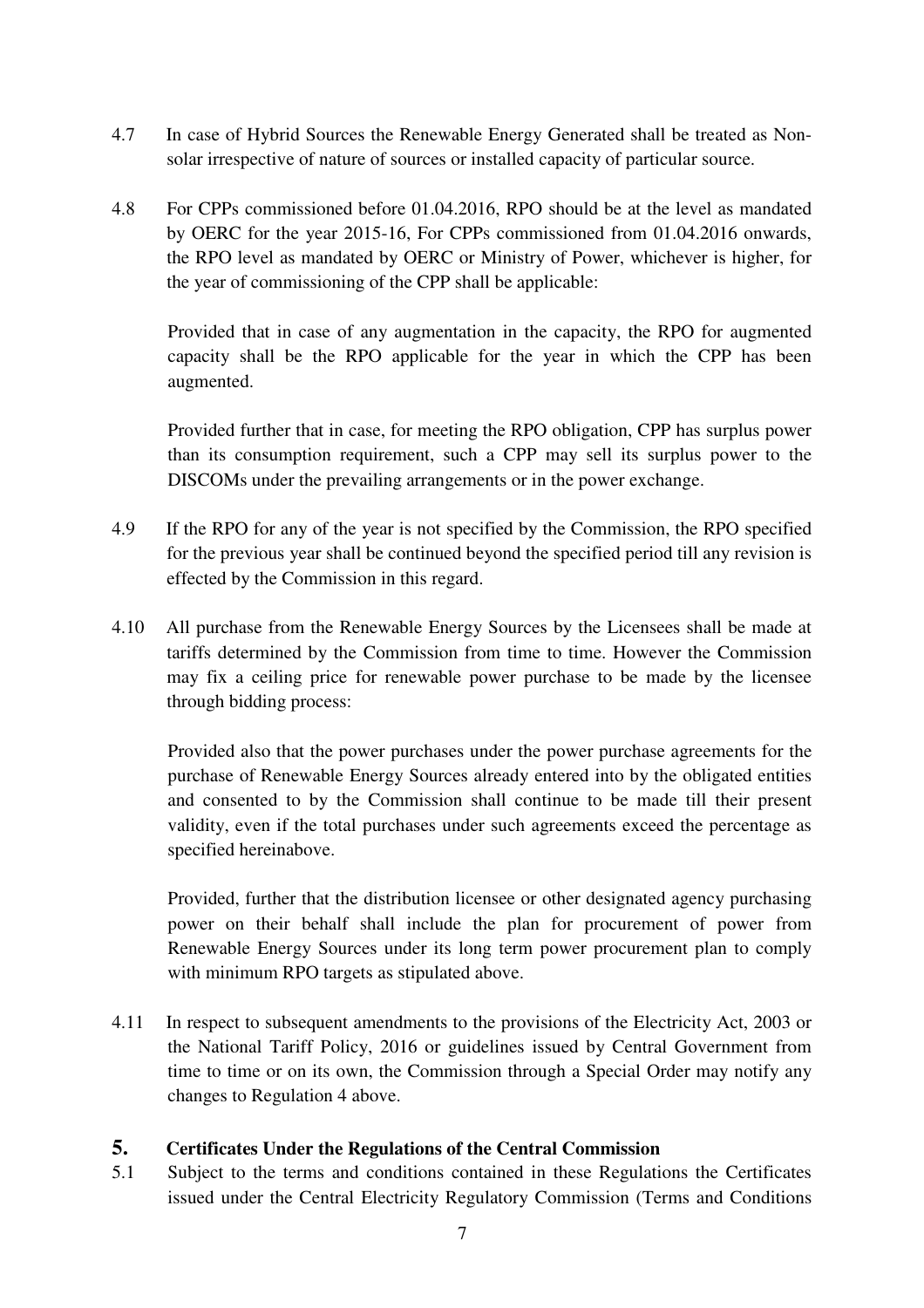4.7 In case of Hybrid Sources the Renewable Energy Generated shall be treated as Non-solar irrespective of nature of sources or installed capacity of particular source.

4.8 For CPPs commissioned before 01.04.2016, RPO should be at the level as mandated by OERC for the year 2015-16, For CPPs commissioned from 01.04.2016 onwards, the RPO level as mandated by OERC or Ministry of Power, whichever is higher, for the year of commissioning of the CPP shall be applicable:

Provided that in case of any augmentation in the capacity, the RPO for augmented capacity shall be the RPO applicable for the year in which the CPP has been augmented.

Provided further that in case, for meeting the RPO obligation, CPP has surplus power than its consumption requirement, such a CPP may sell its surplus power to the DISCOMs under the prevailing arrangements or in the power exchange.

4.9 If the RPO for any of the year is not specified by the Commission, the RPO specified for the previous year shall be continued beyond the specified period till any revision is effected by the Commission in this regard.

4.10 All purchase from the Renewable Energy Sources by the Licensees shall be made at tariffs determined by the Commission from time to time. However the Commission may fix a ceiling price for renewable power purchase to be made by the licensee through bidding process:

Provided also that the power purchases under the power purchase agreements for the purchase of Renewable Energy Sources already entered into by the obligated entities and consented to by the Commission shall continue to be made till their present validity, even if the total purchases under such agreements exceed the percentage as specified hereinabove.

Provided, further that the distribution licensee or other designated agency purchasing power on their behalf shall include the plan for procurement of power from Renewable Energy Sources under its long term power procurement plan to comply with minimum RPO targets as stipulated above.

4.11 In respect to subsequent amendments to the provisions of the Electricity Act, 2003 or the National Tariff Policy, 2016 or guidelines issued by Central Government from time to time or on its own, the Commission through a Special Order may notify any changes to Regulation 4 above.

## 5. Certificates Under the Regulations of the Central Commission

5.1 Subject to the terms and conditions contained in these Regulations the Certificates issued under the Central Electricity Regulatory Commission (Terms and Conditions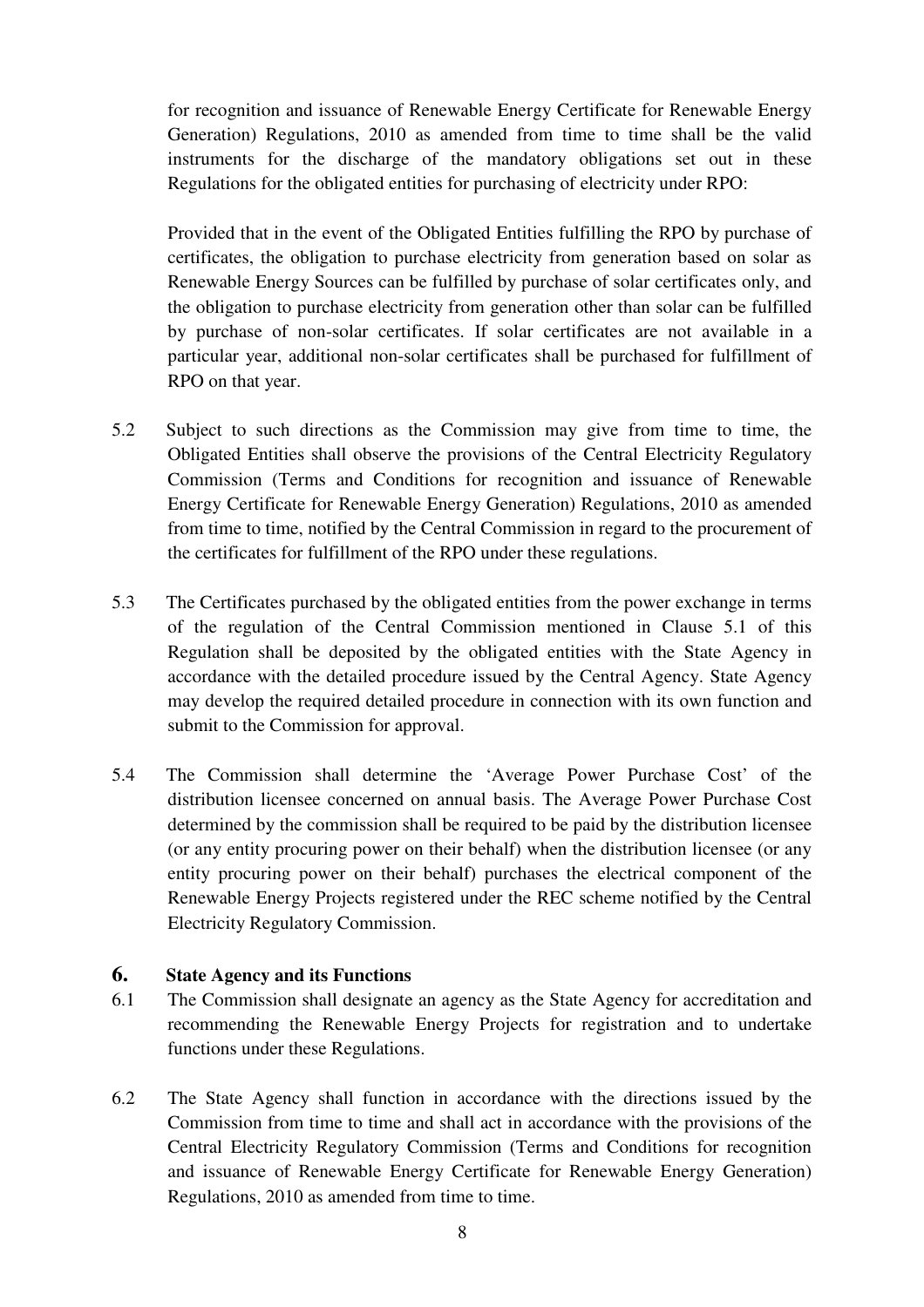for recognition and issuance of Renewable Energy Certificate for Renewable Energy Generation) Regulations, 2010 as amended from time to time shall be the valid instruments for the discharge of the mandatory obligations set out in these Regulations for the obligated entities for purchasing of electricity under RPO:

Provided that in the event of the Obligated Entities fulfilling the RPO by purchase of certificates, the obligation to purchase electricity from generation based on solar as Renewable Energy Sources can be fulfilled by purchase of solar certificates only, and the obligation to purchase electricity from generation other than solar can be fulfilled by purchase of non-solar certificates. If solar certificates are not available in a particular year, additional non-solar certificates shall be purchased for fulfillment of RPO on that year.

5.2 Subject to such directions as the Commission may give from time to time, the Obligated Entities shall observe the provisions of the Central Electricity Regulatory Commission (Terms and Conditions for recognition and issuance of Renewable Energy Certificate for Renewable Energy Generation) Regulations, 2010 as amended from time to time, notified by the Central Commission in regard to the procurement of the certificates for fulfillment of the RPO under these regulations.

5.3 The Certificates purchased by the obligated entities from the power exchange in terms of the regulation of the Central Commission mentioned in Clause 5.1 of this Regulation shall be deposited by the obligated entities with the State Agency in accordance with the detailed procedure issued by the Central Agency. State Agency may develop the required detailed procedure in connection with its own function and submit to the Commission for approval.

5.4 The Commission shall determine the 'Average Power Purchase Cost' of the distribution licensee concerned on annual basis. The Average Power Purchase Cost determined by the commission shall be required to be paid by the distribution licensee (or any entity procuring power on their behalf) when the distribution licensee (or any entity procuring power on their behalf) purchases the electrical component of the Renewable Energy Projects registered under the REC scheme notified by the Central Electricity Regulatory Commission.

## 6. State Agency and its Functions

6.1 The Commission shall designate an agency as the State Agency for accreditation and recommending the Renewable Energy Projects for registration and to undertake functions under these Regulations.

6.2 The State Agency shall function in accordance with the directions issued by the Commission from time to time and shall act in accordance with the provisions of the Central Electricity Regulatory Commission (Terms and Conditions for recognition and issuance of Renewable Energy Certificate for Renewable Energy Generation) Regulations, 2010 as amended from time to time.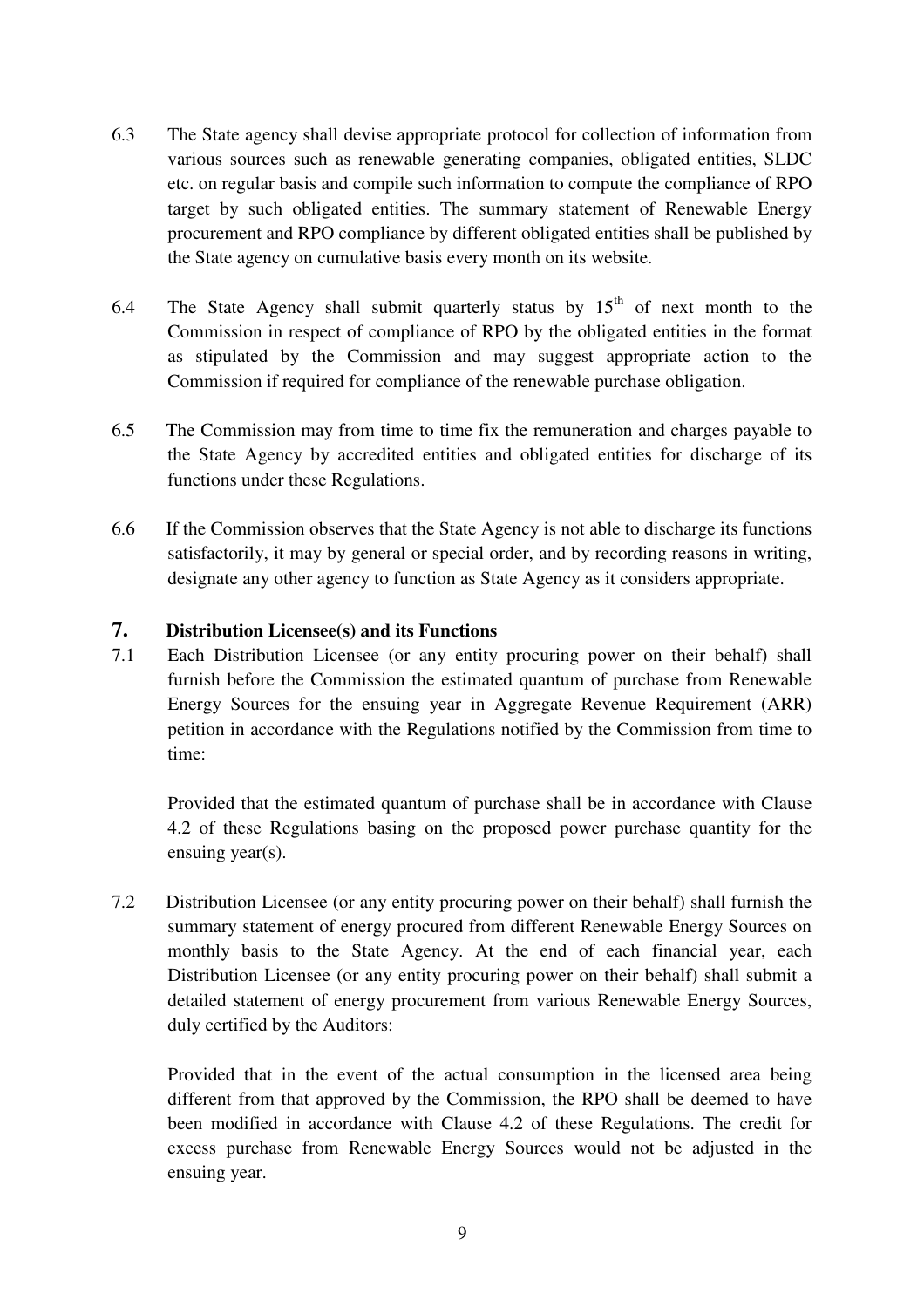6.3 The State agency shall devise appropriate protocol for collection of information from various sources such as renewable generating companies, obligated entities, SLDC etc. on regular basis and compile such information to compute the compliance of RPO target by such obligated entities. The summary statement of Renewable Energy procurement and RPO compliance by different obligated entities shall be published by the State agency on cumulative basis every month on its website.

6.4 The State Agency shall submit quarterly status by 15[th] of next month to the Commission in respect of compliance of RPO by the obligated entities in the format as stipulated by the Commission and may suggest appropriate action to the Commission if required for compliance of the renewable purchase obligation.

6.5 The Commission may from time to time fix the remuneration and charges payable to the State Agency by accredited entities and obligated entities for discharge of its functions under these Regulations.

6.6 If the Commission observes that the State Agency is not able to discharge its functions satisfactorily, it may by general or special order, and by recording reasons in writing, designate any other agency to function as State Agency as it considers appropriate.

## 7. Distribution Licensee(s) and its Functions

7.1 Each Distribution Licensee (or any entity procuring power on their behalf) shall furnish before the Commission the estimated quantum of purchase from Renewable Energy Sources for the ensuing year in Aggregate Revenue Requirement (ARR) petition in accordance with the Regulations notified by the Commission from time to time:

Provided that the estimated quantum of purchase shall be in accordance with Clause 4.2 of these Regulations basing on the proposed power purchase quantity for the ensuing year(s).

7.2 Distribution Licensee (or any entity procuring power on their behalf) shall furnish the summary statement of energy procured from different Renewable Energy Sources on monthly basis to the State Agency. At the end of each financial year, each Distribution Licensee (or any entity procuring power on their behalf) shall submit a detailed statement of energy procurement from various Renewable Energy Sources, duly certified by the Auditors:

Provided that in the event of the actual consumption in the licensed area being different from that approved by the Commission, the RPO shall be deemed to have been modified in accordance with Clause 4.2 of these Regulations. The credit for excess purchase from Renewable Energy Sources would not be adjusted in the ensuing year.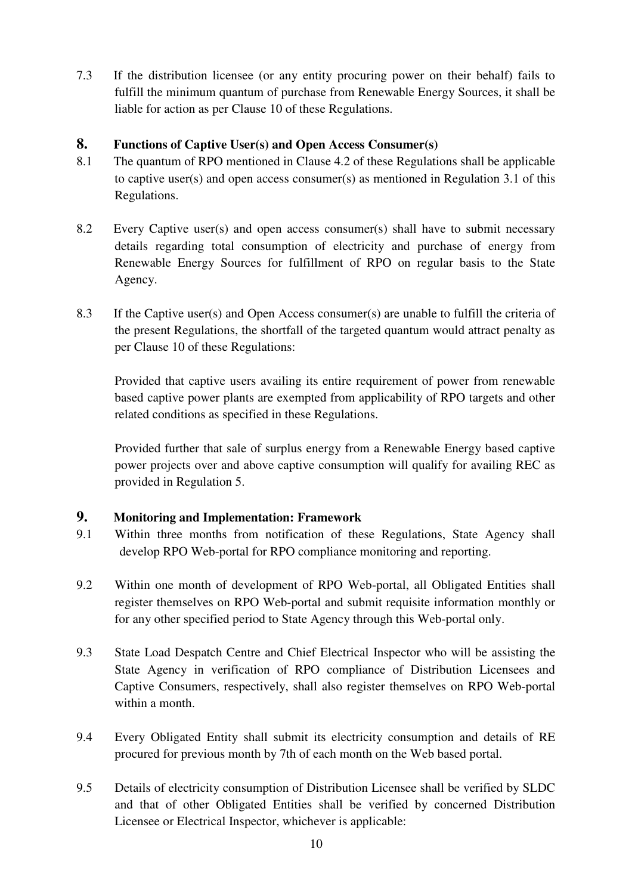7.3 If the distribution licensee (or any entity procuring power on their behalf) fails to fulfill the minimum quantum of purchase from Renewable Energy Sources, it shall be liable for action as per Clause 10 of these Regulations.

## 8. Functions of Captive User(s) and Open Access Consumer(s)

8.1 The quantum of RPO mentioned in Clause 4.2 of these Regulations shall be applicable to captive user(s) and open access consumer(s) as mentioned in Regulation 3.1 of this Regulations.

8.2 Every Captive user(s) and open access consumer(s) shall have to submit necessary details regarding total consumption of electricity and purchase of energy from Renewable Energy Sources for fulfillment of RPO on regular basis to the State Agency.

8.3 If the Captive user(s) and Open Access consumer(s) are unable to fulfill the criteria of the present Regulations, the shortfall of the targeted quantum would attract penalty as per Clause 10 of these Regulations:

Provided that captive users availing its entire requirement of power from renewable based captive power plants are exempted from applicability of RPO targets and other related conditions as specified in these Regulations.

Provided further that sale of surplus energy from a Renewable Energy based captive power projects over and above captive consumption will qualify for availing REC as provided in Regulation 5.

## 9. Monitoring and Implementation: Framework

9.1 Within three months from notification of these Regulations, State Agency shall develop RPO Web-portal for RPO compliance monitoring and reporting.

9.2 Within one month of development of RPO Web-portal, all Obligated Entities shall register themselves on RPO Web-portal and submit requisite information monthly or for any other specified period to State Agency through this Web-portal only.

9.3 State Load Despatch Centre and Chief Electrical Inspector who will be assisting the State Agency in verification of RPO compliance of Distribution Licensees and Captive Consumers, respectively, shall also register themselves on RPO Web-portal within a month.

9.4 Every Obligated Entity shall submit its electricity consumption and details of RE procured for previous month by 7th of each month on the Web based portal.

9.5 Details of electricity consumption of Distribution Licensee shall be verified by SLDC and that of other Obligated Entities shall be verified by concerned Distribution Licensee or Electrical Inspector, whichever is applicable: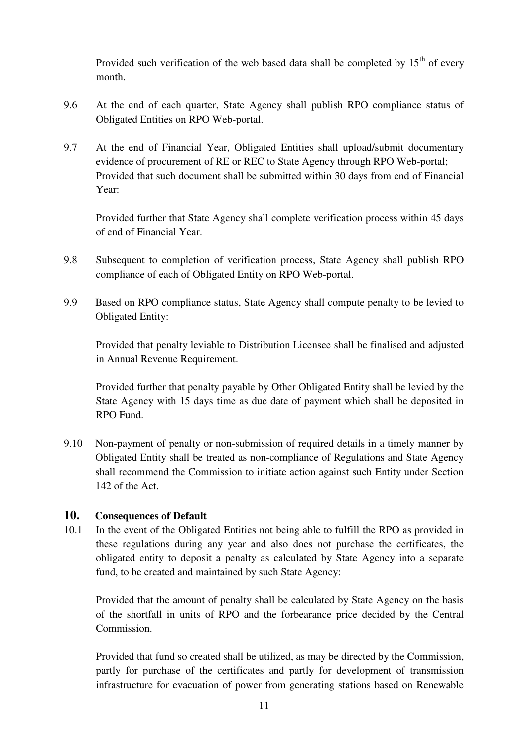Provided such verification of the web based data shall be completed by 15th of every month.

9.6 At the end of each quarter, State Agency shall publish RPO compliance status of Obligated Entities on RPO Web-portal.

9.7 At the end of Financial Year, Obligated Entities shall upload/submit documentary evidence of procurement of RE or REC to State Agency through RPO Web-portal; Provided that such document shall be submitted within 30 days from end of Financial Year:

Provided further that State Agency shall complete verification process within 45 days of end of Financial Year.

9.8 Subsequent to completion of verification process, State Agency shall publish RPO compliance of each of Obligated Entity on RPO Web-portal.

9.9 Based on RPO compliance status, State Agency shall compute penalty to be levied to Obligated Entity:

Provided that penalty leviable to Distribution Licensee shall be finalised and adjusted in Annual Revenue Requirement.

Provided further that penalty payable by Other Obligated Entity shall be levied by the State Agency with 15 days time as due date of payment which shall be deposited in RPO Fund.

9.10 Non-payment of penalty or non-submission of required details in a timely manner by Obligated Entity shall be treated as non-compliance of Regulations and State Agency shall recommend the Commission to initiate action against such Entity under Section 142 of the Act.

## 10. Consequences of Default

10.1 In the event of the Obligated Entities not being able to fulfill the RPO as provided in these regulations during any year and also does not purchase the certificates, the obligated entity to deposit a penalty as calculated by State Agency into a separate fund, to be created and maintained by such State Agency:

Provided that the amount of penalty shall be calculated by State Agency on the basis of the shortfall in units of RPO and the forbearance price decided by the Central Commission.

Provided that fund so created shall be utilized, as may be directed by the Commission, partly for purchase of the certificates and partly for development of transmission infrastructure for evacuation of power from generating stations based on Renewable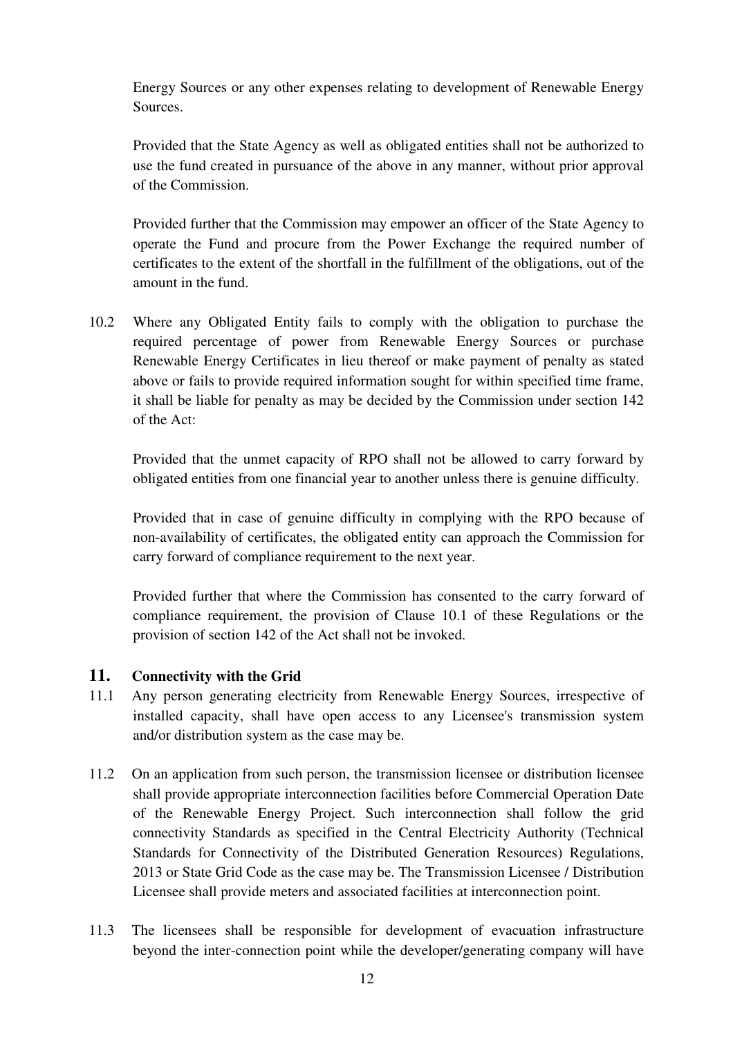Energy Sources or any other expenses relating to development of Renewable Energy Sources.

Provided that the State Agency as well as obligated entities shall not be authorized to use the fund created in pursuance of the above in any manner, without prior approval of the Commission.

Provided further that the Commission may empower an officer of the State Agency to operate the Fund and procure from the Power Exchange the required number of certificates to the extent of the shortfall in the fulfillment of the obligations, out of the amount in the fund.

10.2 Where any Obligated Entity fails to comply with the obligation to purchase the required percentage of power from Renewable Energy Sources or purchase Renewable Energy Certificates in lieu thereof or make payment of penalty as stated above or fails to provide required information sought for within specified time frame, it shall be liable for penalty as may be decided by the Commission under section 142 of the Act:

Provided that the unmet capacity of RPO shall not be allowed to carry forward by obligated entities from one financial year to another unless there is genuine difficulty.

Provided that in case of genuine difficulty in complying with the RPO because of non-availability of certificates, the obligated entity can approach the Commission for carry forward of compliance requirement to the next year.

Provided further that where the Commission has consented to the carry forward of compliance requirement, the provision of Clause 10.1 of these Regulations or the provision of section 142 of the Act shall not be invoked.

## 11. Connectivity with the Grid

11.1 Any person generating electricity from Renewable Energy Sources, irrespective of installed capacity, shall have open access to any Licensee's transmission system and/or distribution system as the case may be.

11.2 On an application from such person, the transmission licensee or distribution licensee shall provide appropriate interconnection facilities before Commercial Operation Date of the Renewable Energy Project. Such interconnection shall follow the grid connectivity Standards as specified in the Central Electricity Authority (Technical Standards for Connectivity of the Distributed Generation Resources) Regulations, 2013 or State Grid Code as the case may be. The Transmission Licensee / Distribution Licensee shall provide meters and associated facilities at interconnection point.

11.3 The licensees shall be responsible for development of evacuation infrastructure beyond the inter-connection point while the developer/generating company will have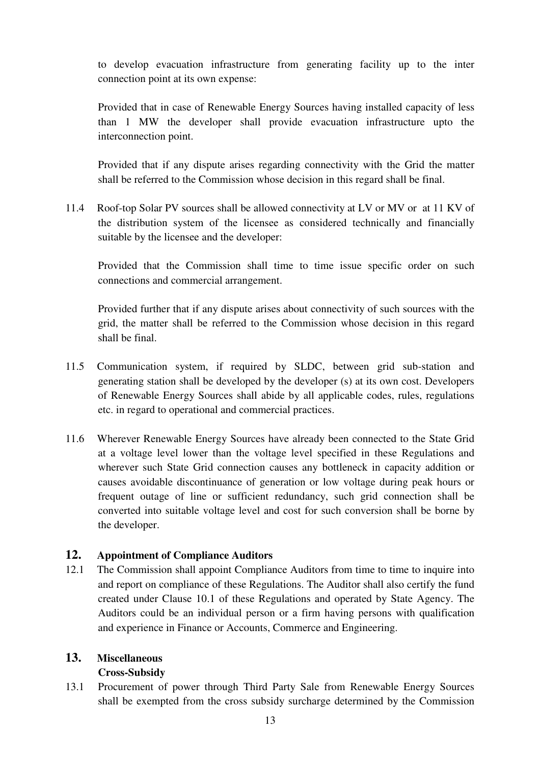to develop evacuation infrastructure from generating facility up to the inter connection point at its own expense:

Provided that in case of Renewable Energy Sources having installed capacity of less than 1 MW the developer shall provide evacuation infrastructure upto the interconnection point.

Provided that if any dispute arises regarding connectivity with the Grid the matter shall be referred to the Commission whose decision in this regard shall be final.

11.4 Roof-top Solar PV sources shall be allowed connectivity at LV or MV or at 11 KV of the distribution system of the licensee as considered technically and financially suitable by the licensee and the developer:

Provided that the Commission shall time to time issue specific order on such connections and commercial arrangement.

Provided further that if any dispute arises about connectivity of such sources with the grid, the matter shall be referred to the Commission whose decision in this regard shall be final.

11.5 Communication system, if required by SLDC, between grid sub-station and generating station shall be developed by the developer (s) at its own cost. Developers of Renewable Energy Sources shall abide by all applicable codes, rules, regulations etc. in regard to operational and commercial practices.

11.6 Wherever Renewable Energy Sources have already been connected to the State Grid at a voltage level lower than the voltage level specified in these Regulations and wherever such State Grid connection causes any bottleneck in capacity addition or causes avoidable discontinuance of generation or low voltage during peak hours or frequent outage of line or sufficient redundancy, such grid connection shall be converted into suitable voltage level and cost for such conversion shall be borne by the developer.

## 12. Appointment of Compliance Auditors

12.1 The Commission shall appoint Compliance Auditors from time to time to inquire into and report on compliance of these Regulations. The Auditor shall also certify the fund created under Clause 10.1 of these Regulations and operated by State Agency. The Auditors could be an individual person or a firm having persons with qualification and experience in Finance or Accounts, Commerce and Engineering.

## 13. Miscellaneous

**Cross-Subsidy**

13.1 Procurement of power through Third Party Sale from Renewable Energy Sources shall be exempted from the cross subsidy surcharge determined by the Commission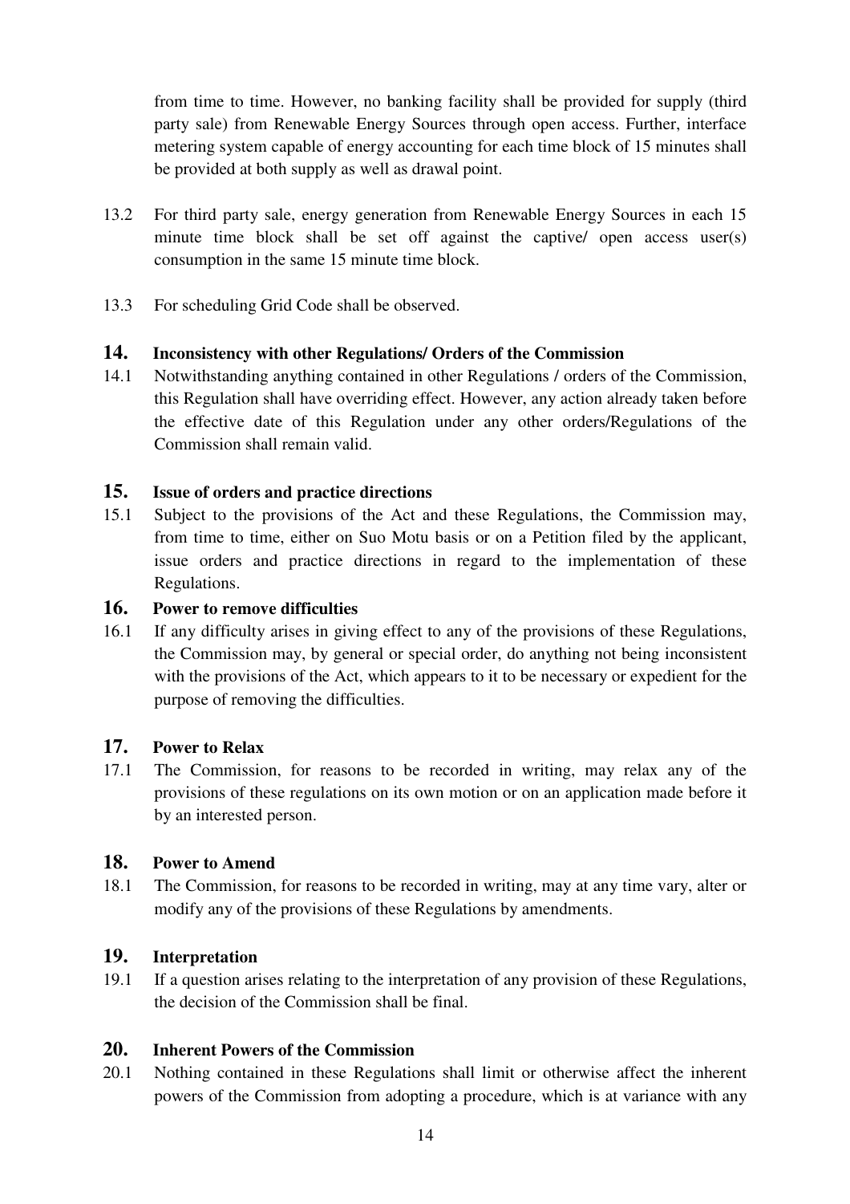from time to time. However, no banking facility shall be provided for supply (third party sale) from Renewable Energy Sources through open access. Further, interface metering system capable of energy accounting for each time block of 15 minutes shall be provided at both supply as well as drawal point.

13.2 For third party sale, energy generation from Renewable Energy Sources in each 15 minute time block shall be set off against the captive/ open access user(s) consumption in the same 15 minute time block.

13.3 For scheduling Grid Code shall be observed.

## 14. Inconsistency with other Regulations/ Orders of the Commission

14.1 Notwithstanding anything contained in other Regulations / orders of the Commission, this Regulation shall have overriding effect. However, any action already taken before the effective date of this Regulation under any other orders/Regulations of the Commission shall remain valid.

## 15. Issue of orders and practice directions

15.1 Subject to the provisions of the Act and these Regulations, the Commission may, from time to time, either on Suo Motu basis or on a Petition filed by the applicant, issue orders and practice directions in regard to the implementation of these Regulations.

## 16. Power to remove difficulties

16.1 If any difficulty arises in giving effect to any of the provisions of these Regulations, the Commission may, by general or special order, do anything not being inconsistent with the provisions of the Act, which appears to it to be necessary or expedient for the purpose of removing the difficulties.

## 17. Power to Relax

17.1 The Commission, for reasons to be recorded in writing, may relax any of the provisions of these regulations on its own motion or on an application made before it by an interested person.

## 18. Power to Amend

18.1 The Commission, for reasons to be recorded in writing, may at any time vary, alter or modify any of the provisions of these Regulations by amendments.

## 19. Interpretation

19.1 If a question arises relating to the interpretation of any provision of these Regulations, the decision of the Commission shall be final.

## 20. Inherent Powers of the Commission

20.1 Nothing contained in these Regulations shall limit or otherwise affect the inherent powers of the Commission from adopting a procedure, which is at variance with any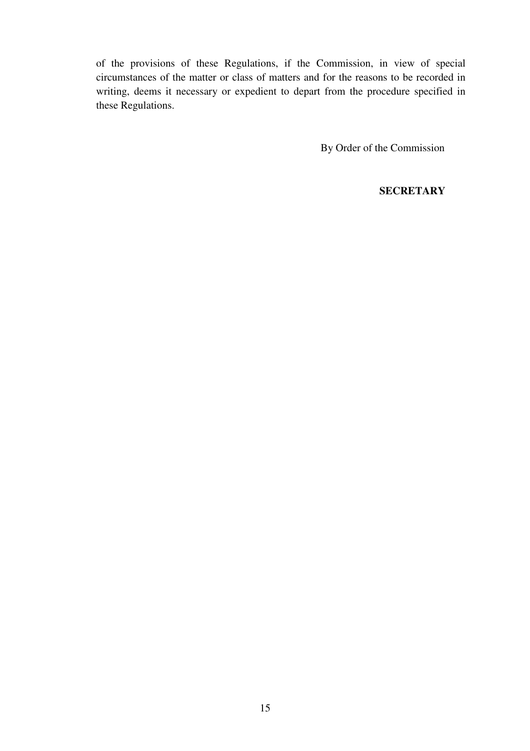of the provisions of these Regulations, if the Commission, in view of special circumstances of the matter or class of matters and for the reasons to be recorded in writing, deems it necessary or expedient to depart from the procedure specified in these Regulations.

By Order of the Commission

**SECRETARY**